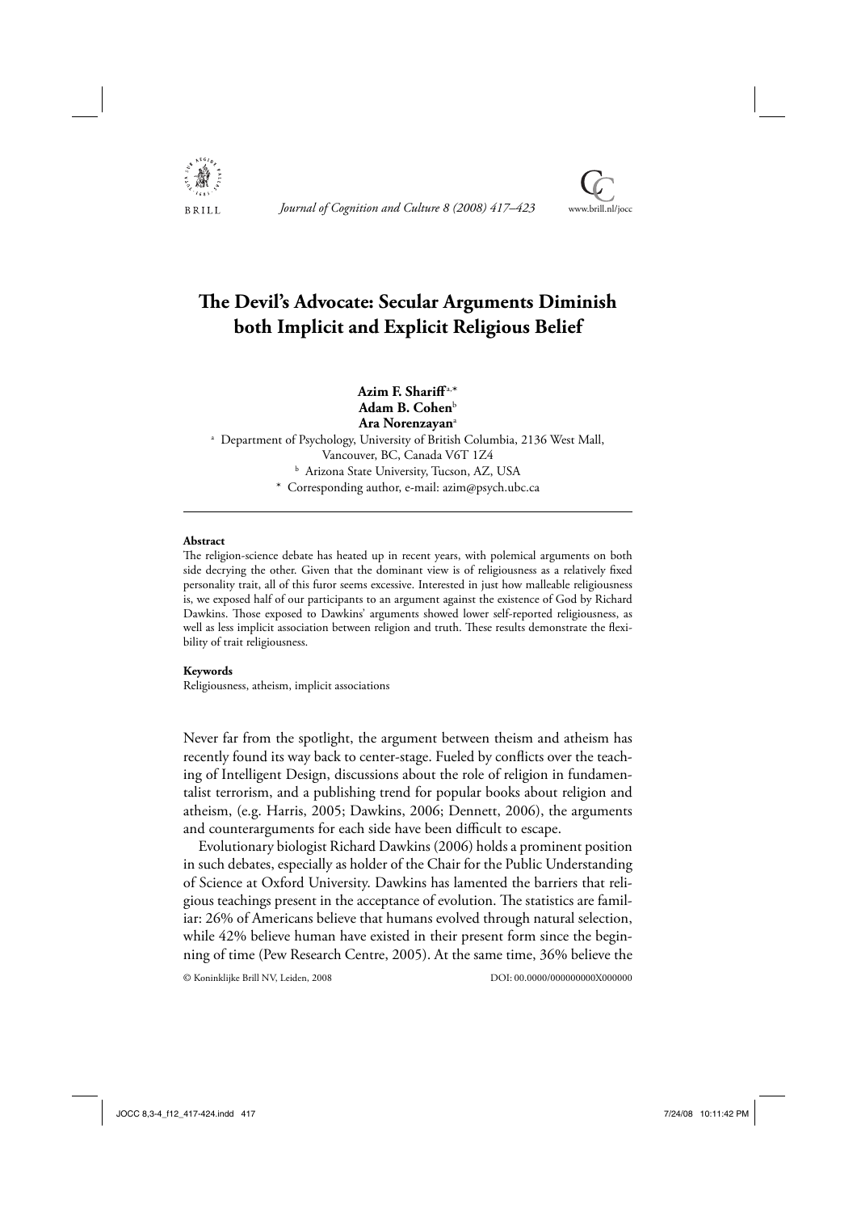# The Devil's Advocate: Secular Arguments Diminish both Implicit and Explicit Religious Belief

**Azim F. Shariff**[a,*]
**Adam B. Cohen**[b]
**Ara Norenzayan**[a]

[a] Department of Psychology, University of British Columbia, 2136 West Mall, Vancouver, BC, Canada V6T 1Z4

[b] Arizona State University, Tucson, AZ, USA

[*] Corresponding author, e-mail: azim@psych.ubc.ca

---

#### Abstract

The religion-science debate has heated up in recent years, with polemical arguments on both side decrying the other. Given that the dominant view is of religiousness as a relatively fixed personality trait, all of this furor seems excessive. Interested in just how malleable religiousness is, we exposed half of our participants to an argument against the existence of God by Richard Dawkins. Those exposed to Dawkins' arguments showed lower self-reported religiousness, as well as less implicit association between religion and truth. These results demonstrate the flexibility of trait religiousness.

#### Keywords

Religiousness, atheism, implicit associations

Never far from the spotlight, the argument between theism and atheism has recently found its way back to center-stage. Fueled by conflicts over the teaching of Intelligent Design, discussions about the role of religion in fundamentalist terrorism, and a publishing trend for popular books about religion and atheism, (e.g. Harris, 2005; Dawkins, 2006; Dennett, 2006), the arguments and counterarguments for each side have been difficult to escape.

Evolutionary biologist Richard Dawkins (2006) holds a prominent position in such debates, especially as holder of the Chair for the Public Understanding of Science at Oxford University. Dawkins has lamented the barriers that religious teachings present in the acceptance of evolution. The statistics are familiar: 26% of Americans believe that humans evolved through natural selection, while 42% believe human have existed in their present form since the beginning of time (Pew Research Centre, 2005). At the same time, 36% believe the

© Koninklijke Brill NV, Leiden, 2008 DOI: 00.0000/000000000X000000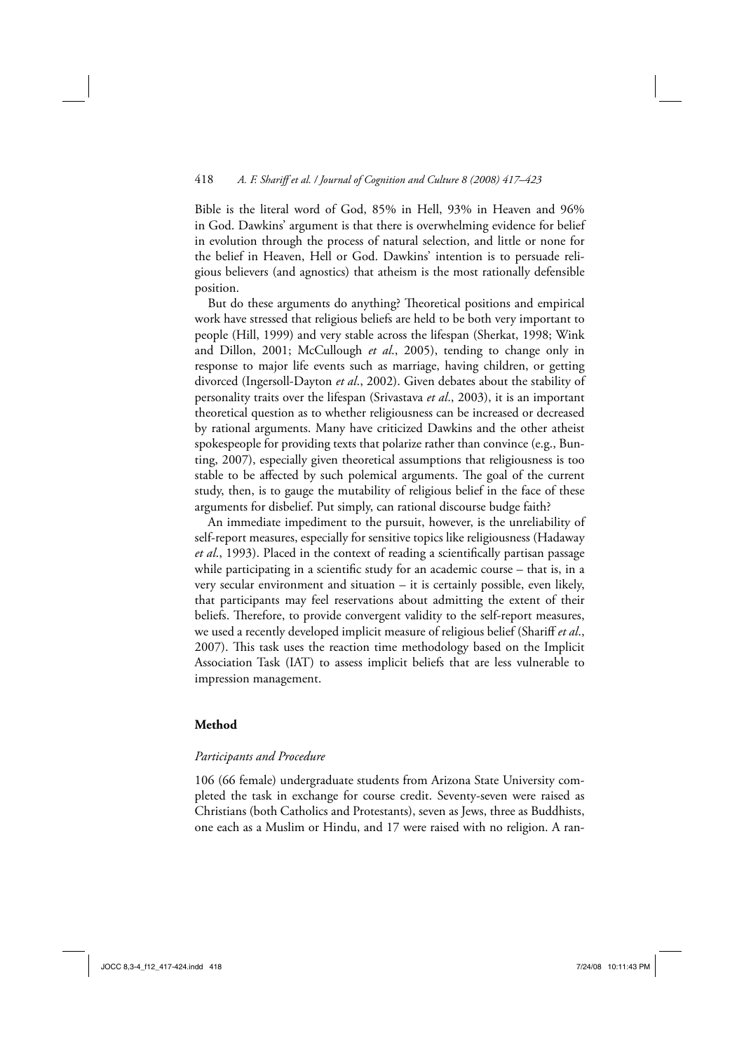Bible is the literal word of God, 85% in Hell, 93% in Heaven and 96% in God. Dawkins' argument is that there is overwhelming evidence for belief in evolution through the process of natural selection, and little or none for the belief in Heaven, Hell or God. Dawkins' intention is to persuade religious believers (and agnostics) that atheism is the most rationally defensible position.

But do these arguments do anything? Theoretical positions and empirical work have stressed that religious beliefs are held to be both very important to people (Hill, 1999) and very stable across the lifespan (Sherkat, 1998; Wink and Dillon, 2001; McCullough *et al*., 2005), tending to change only in response to major life events such as marriage, having children, or getting divorced (Ingersoll-Dayton *et al*., 2002). Given debates about the stability of personality traits over the lifespan (Srivastava *et al*., 2003), it is an important theoretical question as to whether religiousness can be increased or decreased by rational arguments. Many have criticized Dawkins and the other atheist spokespeople for providing texts that polarize rather than convince (e.g., Bunting, 2007), especially given theoretical assumptions that religiousness is too stable to be affected by such polemical arguments. The goal of the current study, then, is to gauge the mutability of religious belief in the face of these arguments for disbelief. Put simply, can rational discourse budge faith?

An immediate impediment to the pursuit, however, is the unreliability of self-report measures, especially for sensitive topics like religiousness (Hadaway *et al*., 1993). Placed in the context of reading a scientifically partisan passage while participating in a scientific study for an academic course – that is, in a very secular environment and situation – it is certainly possible, even likely, that participants may feel reservations about admitting the extent of their beliefs. Therefore, to provide convergent validity to the self-report measures, we used a recently developed implicit measure of religious belief (Shariff *et al*., 2007). This task uses the reaction time methodology based on the Implicit Association Task (IAT) to assess implicit beliefs that are less vulnerable to impression management.

## Method

### *Participants and Procedure*

106 (66 female) undergraduate students from Arizona State University completed the task in exchange for course credit. Seventy-seven were raised as Christians (both Catholics and Protestants), seven as Jews, three as Buddhists, one each as a Muslim or Hindu, and 17 were raised with no religion. A ran-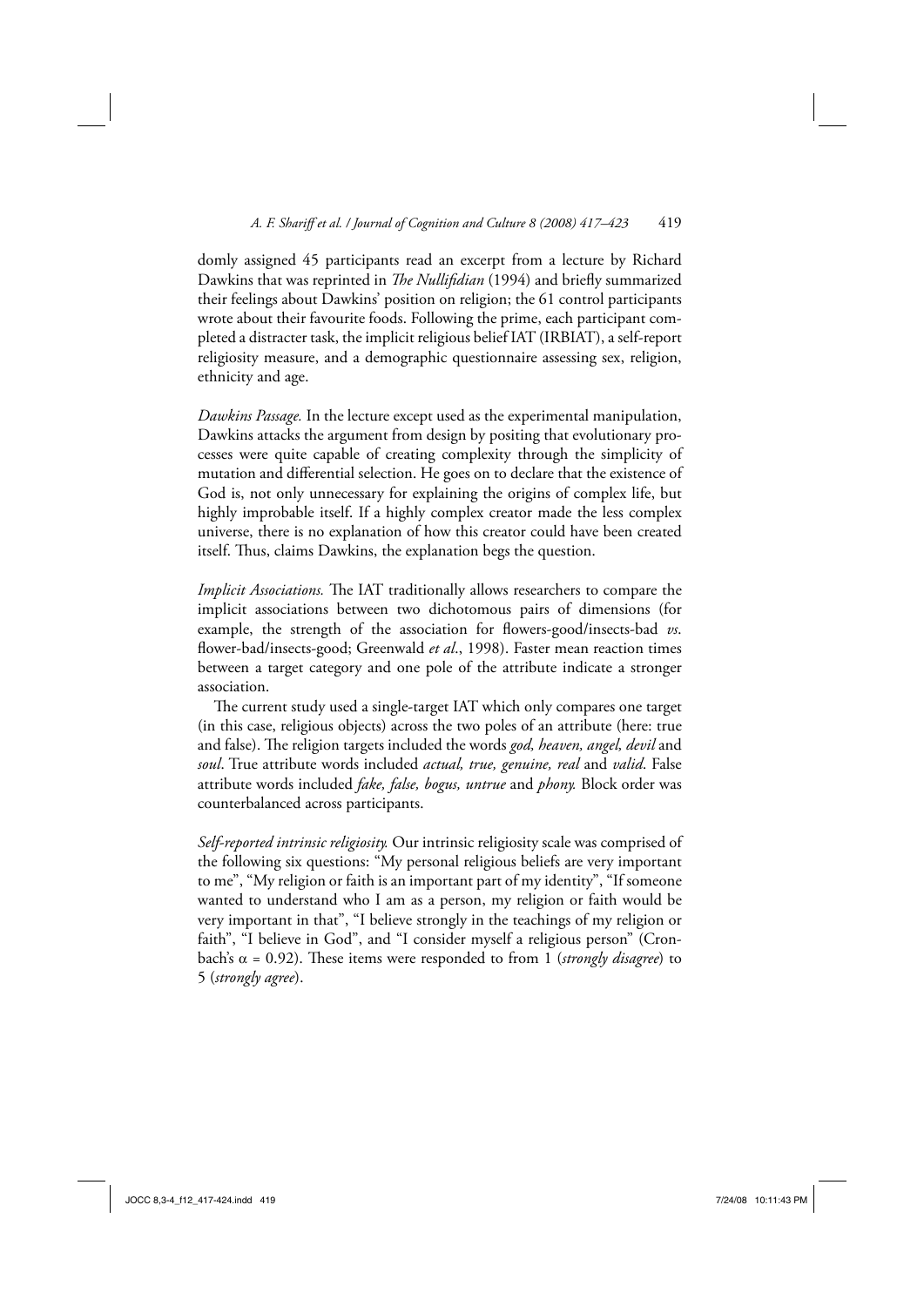domly assigned 45 participants read an excerpt from a lecture by Richard Dawkins that was reprinted in *The Nullifidian* (1994) and briefly summarized their feelings about Dawkins' position on religion; the 61 control participants wrote about their favourite foods. Following the prime, each participant completed a distracter task, the implicit religious belief IAT (IRBIAT), a self-report religiosity measure, and a demographic questionnaire assessing sex, religion, ethnicity and age.

*Dawkins Passage.* In the lecture except used as the experimental manipulation, Dawkins attacks the argument from design by positing that evolutionary processes were quite capable of creating complexity through the simplicity of mutation and differential selection. He goes on to declare that the existence of God is, not only unnecessary for explaining the origins of complex life, but highly improbable itself. If a highly complex creator made the less complex universe, there is no explanation of how this creator could have been created itself. Thus, claims Dawkins, the explanation begs the question.

*Implicit Associations.* The IAT traditionally allows researchers to compare the implicit associations between two dichotomous pairs of dimensions (for example, the strength of the association for flowers-good/insects-bad *vs*. flower-bad/insects-good; Greenwald *et al*., 1998). Faster mean reaction times between a target category and one pole of the attribute indicate a stronger association.

The current study used a single-target IAT which only compares one target (in this case, religious objects) across the two poles of an attribute (here: true and false). The religion targets included the words *god, heaven, angel, devil* and *soul*. True attribute words included *actual, true, genuine, real* and *valid*. False attribute words included *fake, false, bogus, untrue* and *phony.* Block order was counterbalanced across participants.

*Self-reported intrinsic religiosity.* Our intrinsic religiosity scale was comprised of the following six questions: "My personal religious beliefs are very important to me", "My religion or faith is an important part of my identity", "If someone wanted to understand who I am as a person, my religion or faith would be very important in that", "I believe strongly in the teachings of my religion or faith", "I believe in God", and "I consider myself a religious person" (Cronbach's $\alpha = 0.92$). These items were responded to from 1 (*strongly disagree*) to 5 (*strongly agree*).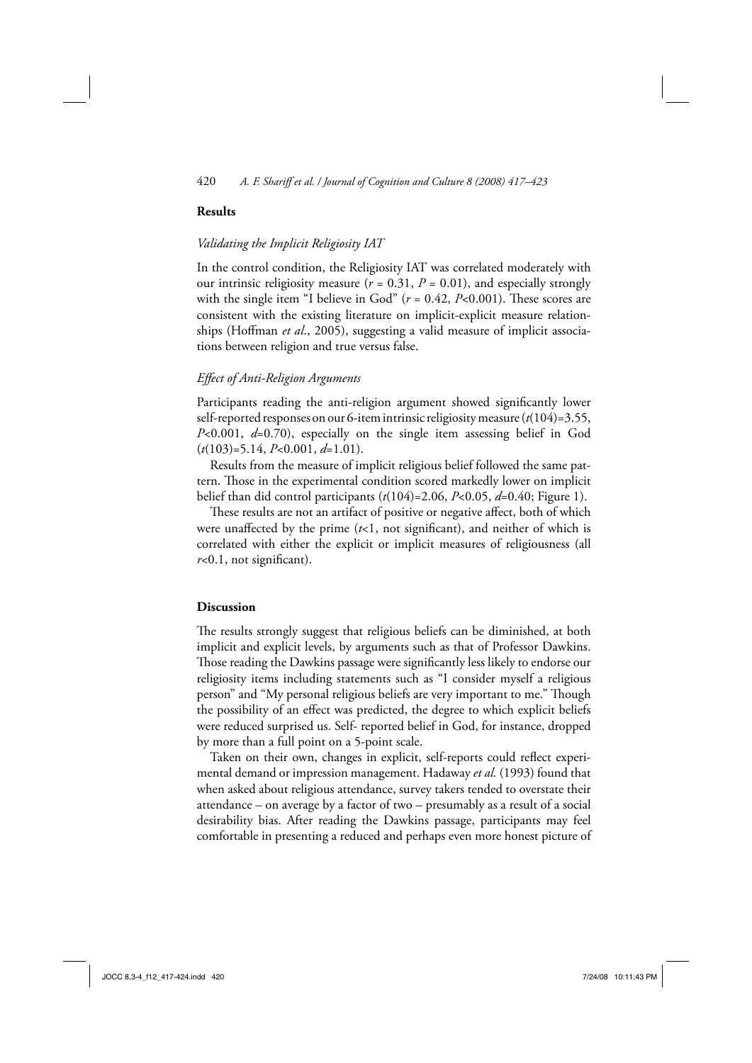## Results

### *Validating the Implicit Religiosity IAT*

In the control condition, the Religiosity IAT was correlated moderately with our intrinsic religiosity measure ($r = 0.31$, $P = 0.01$), and especially strongly with the single item "I believe in God" ($r = 0.42$, $P<0.001$). These scores are consistent with the existing literature on implicit-explicit measure relationships (Hoffman *et al.*, 2005), suggesting a valid measure of implicit associations between religion and true versus false.

### *Effect of Anti-Religion Arguments*

Participants reading the anti-religion argument showed significantly lower self-reported responses on our 6-item intrinsic religiosity measure ($t(104)=3.55$, $P<0.001$, $d=0.70$), especially on the single item assessing belief in God ($t(103)=5.14$, $P<0.001$, $d=1.01$).

Results from the measure of implicit religious belief followed the same pattern. Those in the experimental condition scored markedly lower on implicit belief than did control participants ($t(104)=2.06$, $P<0.05$, $d=0.40$; Figure 1).

These results are not an artifact of positive or negative affect, both of which were unaffected by the prime ($t<1$, not significant), and neither of which is correlated with either the explicit or implicit measures of religiousness (all $r<0.1$, not significant).

## Discussion

The results strongly suggest that religious beliefs can be diminished, at both implicit and explicit levels, by arguments such as that of Professor Dawkins. Those reading the Dawkins passage were significantly less likely to endorse our religiosity items including statements such as "I consider myself a religious person" and "My personal religious beliefs are very important to me." Though the possibility of an effect was predicted, the degree to which explicit beliefs were reduced surprised us. Self- reported belief in God, for instance, dropped by more than a full point on a 5-point scale.

Taken on their own, changes in explicit, self-reports could reflect experimental demand or impression management. Hadaway *et al.* (1993) found that when asked about religious attendance, survey takers tended to overstate their attendance – on average by a factor of two – presumably as a result of a social desirability bias. After reading the Dawkins passage, participants may feel comfortable in presenting a reduced and perhaps even more honest picture of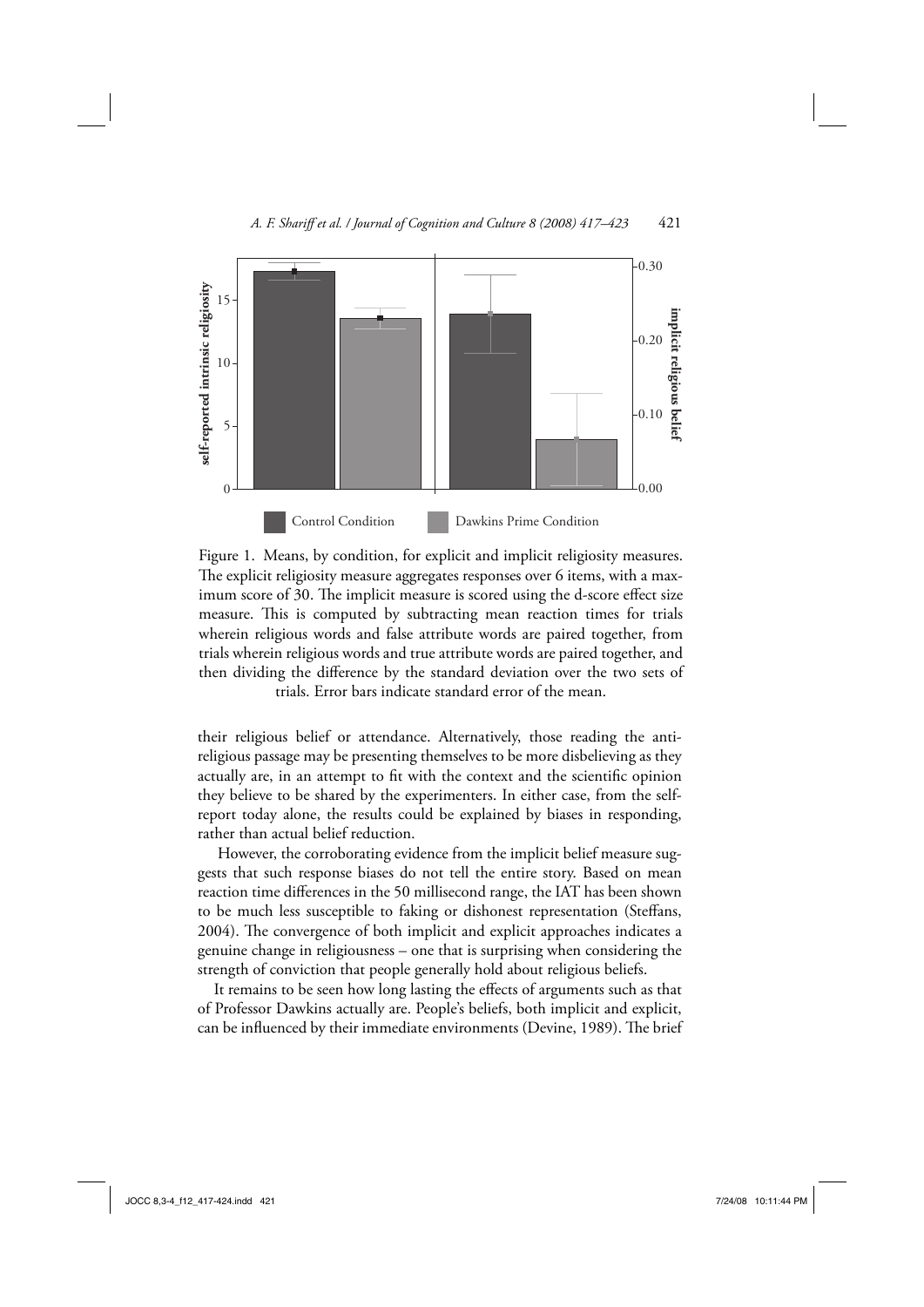Figure 1. Means, by condition, for explicit and implicit religiosity measures. The explicit religiosity measure aggregates responses over 6 items, with a maximum score of 30. The implicit measure is scored using the d-score effect size measure. This is computed by subtracting mean reaction times for trials wherein religious words and false attribute words are paired together, from trials wherein religious words and true attribute words are paired together, and then dividing the difference by the standard deviation over the two sets of trials. Error bars indicate standard error of the mean.

their religious belief or attendance. Alternatively, those reading the anti-religious passage may be presenting themselves to be more disbelieving as they actually are, in an attempt to fit with the context and the scientific opinion they believe to be shared by the experimenters. In either case, from the self-report today alone, the results could be explained by biases in responding, rather than actual belief reduction.

However, the corroborating evidence from the implicit belief measure suggests that such response biases do not tell the entire story. Based on mean reaction time differences in the 50 millisecond range, the IAT has been shown to be much less susceptible to faking or dishonest representation (Steffans, 2004). The convergence of both implicit and explicit approaches indicates a genuine change in religiousness – one that is surprising when considering the strength of conviction that people generally hold about religious beliefs.

It remains to be seen how long lasting the effects of arguments such as that of Professor Dawkins actually are. People's beliefs, both implicit and explicit, can be influenced by their immediate environments (Devine, 1989). The brief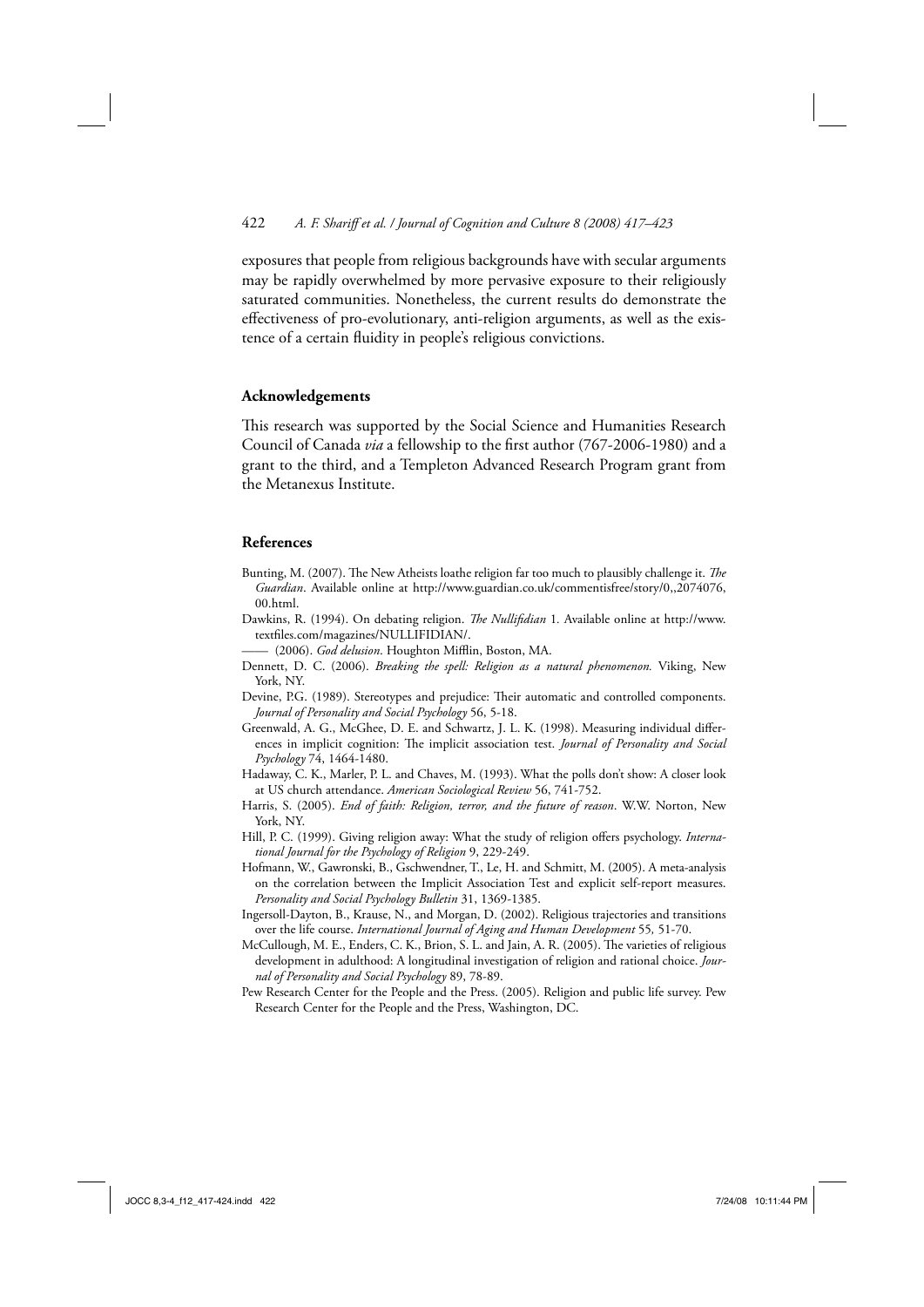exposures that people from religious backgrounds have with secular arguments may be rapidly overwhelmed by more pervasive exposure to their religiously saturated communities. Nonetheless, the current results do demonstrate the effectiveness of pro-evolutionary, anti-religion arguments, as well as the existence of a certain fluidity in people's religious convictions.

## Acknowledgements

This research was supported by the Social Science and Humanities Research Council of Canada *via* a fellowship to the first author (767-2006-1980) and a grant to the third, and a Templeton Advanced Research Program grant from the Metanexus Institute.

## References

Bunting, M. (2007). The New Atheists loathe religion far too much to plausibly challenge it. *The Guardian*. Available online at http://www.guardian.co.uk/commentisfree/story/0,,2074076,00.html.

Dawkins, R. (1994). On debating religion. *The Nullifidian* 1. Available online at http://www.textfiles.com/magazines/NULLIFIDIAN/.

—— (2006). *God delusion*. Houghton Mifflin, Boston, MA.

Dennett, D. C. (2006). *Breaking the spell: Religion as a natural phenomenon.* Viking, New York, NY.

Devine, P.G. (1989). Stereotypes and prejudice: Their automatic and controlled components. *Journal of Personality and Social Psychology* 56, 5-18.

Greenwald, A. G., McGhee, D. E. and Schwartz, J. L. K. (1998). Measuring individual differences in implicit cognition: The implicit association test. *Journal of Personality and Social Psychology* 74, 1464-1480.

Hadaway, C. K., Marler, P. L. and Chaves, M. (1993). What the polls don't show: A closer look at US church attendance. *American Sociological Review* 56, 741-752.

Harris, S. (2005). *End of faith: Religion, terror, and the future of reason*. W.W. Norton, New York, NY.

Hill, P. C. (1999). Giving religion away: What the study of religion offers psychology. *International Journal for the Psychology of Religion* 9, 229-249.

Hofmann, W., Gawronski, B., Gschwendner, T., Le, H. and Schmitt, M. (2005). A meta-analysis on the correlation between the Implicit Association Test and explicit self-report measures. *Personality and Social Psychology Bulletin* 31, 1369-1385.

Ingersoll-Dayton, B., Krause, N., and Morgan, D. (2002). Religious trajectories and transitions over the life course. *International Journal of Aging and Human Development* 55*,* 51-70.

McCullough, M. E., Enders, C. K., Brion, S. L. and Jain, A. R. (2005). The varieties of religious development in adulthood: A longitudinal investigation of religion and rational choice. *Journal of Personality and Social Psychology* 89, 78-89.

Pew Research Center for the People and the Press. (2005). Religion and public life survey. Pew Research Center for the People and the Press, Washington, DC.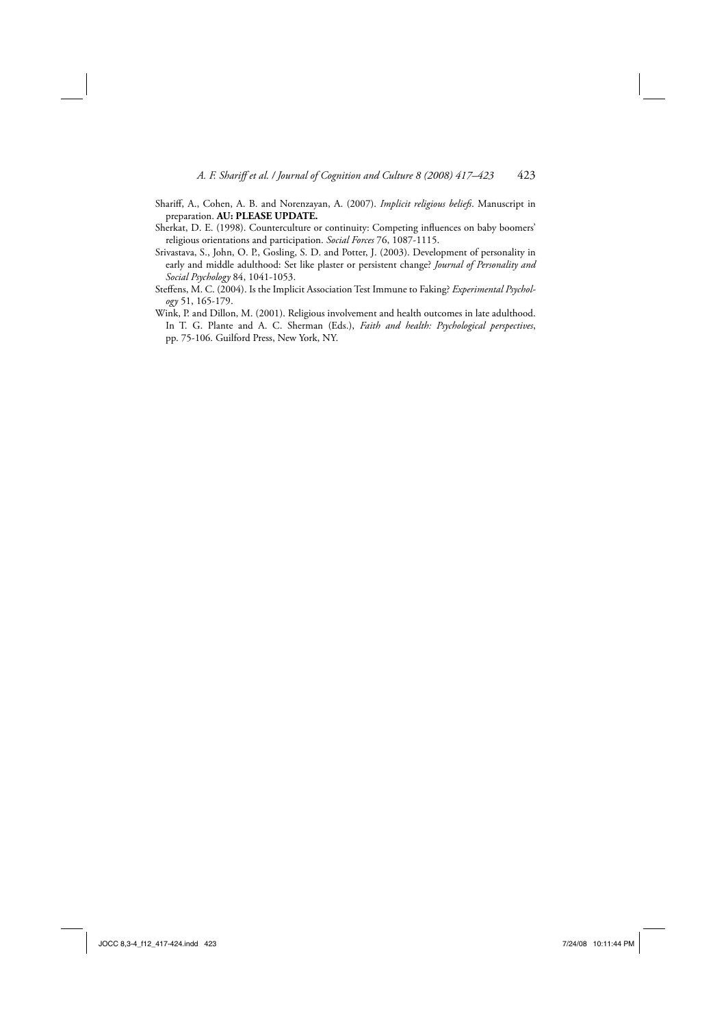Shariff, A., Cohen, A. B. and Norenzayan, A. (2007). *Implicit religious beliefs*. Manuscript in preparation. **AU: PLEASE UPDATE.**

Sherkat, D. E. (1998). Counterculture or continuity: Competing influences on baby boomers' religious orientations and participation. *Social Forces* 76, 1087-1115.

Srivastava, S., John, O. P., Gosling, S. D. and Potter, J. (2003). Development of personality in early and middle adulthood: Set like plaster or persistent change? *Journal of Personality and Social Psychology* 84, 1041-1053.

Steffens, M. C. (2004). Is the Implicit Association Test Immune to Faking? *Experimental Psychology* 51, 165-179.

Wink, P. and Dillon, M. (2001). Religious involvement and health outcomes in late adulthood. In T. G. Plante and A. C. Sherman (Eds.), *Faith and health: Psychological perspectives*, pp. 75-106. Guilford Press, New York, NY.